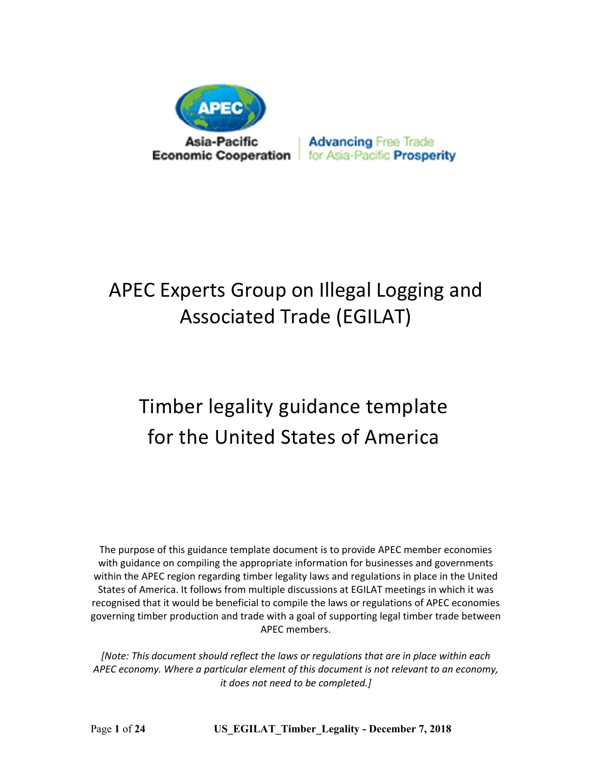Asia-Pacific Economic Cooperation | Advancing Free Trade for Asia-Pacific Prosperity

# APEC Experts Group on Illegal Logging and Associated Trade (EGILAT)

# Timber legality guidance template for the United States of America

The purpose of this guidance template document is to provide APEC member economies with guidance on compiling the appropriate information for businesses and governments within the APEC region regarding timber legality laws and regulations in place in the United States of America. It follows from multiple discussions at EGILAT meetings in which it was recognised that it would be beneficial to compile the laws or regulations of APEC economies governing timber production and trade with a goal of supporting legal timber trade between APEC members.

*[Note: This document should reflect the laws or regulations that are in place within each APEC economy. Where a particular element of this document is not relevant to an economy, it does not need to be completed.]*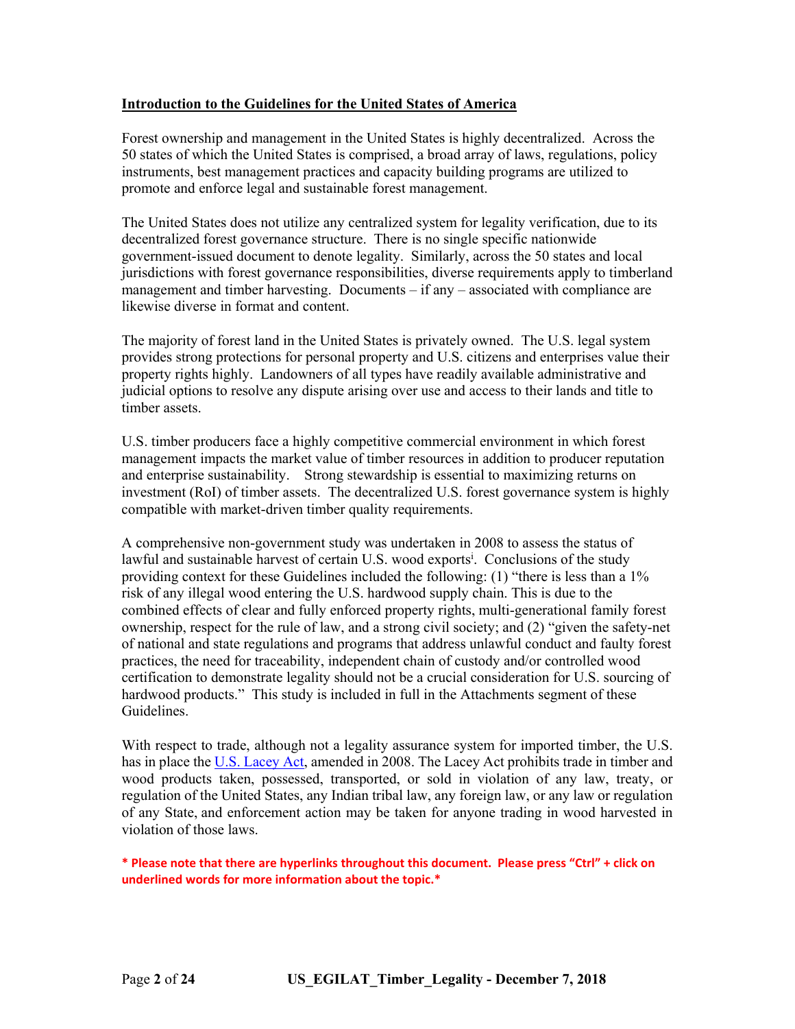## Introduction to the Guidelines for the United States of America

Forest ownership and management in the United States is highly decentralized. Across the 50 states of which the United States is comprised, a broad array of laws, regulations, policy instruments, best management practices and capacity building programs are utilized to promote and enforce legal and sustainable forest management.

The United States does not utilize any centralized system for legality verification, due to its decentralized forest governance structure. There is no single specific nationwide government-issued document to denote legality. Similarly, across the 50 states and local jurisdictions with forest governance responsibilities, diverse requirements apply to timberland management and timber harvesting. Documents – if any – associated with compliance are likewise diverse in format and content.

The majority of forest land in the United States is privately owned. The U.S. legal system provides strong protections for personal property and U.S. citizens and enterprises value their property rights highly. Landowners of all types have readily available administrative and judicial options to resolve any dispute arising over use and access to their lands and title to timber assets.

U.S. timber producers face a highly competitive commercial environment in which forest management impacts the market value of timber resources in addition to producer reputation and enterprise sustainability. Strong stewardship is essential to maximizing returns on investment (RoI) of timber assets. The decentralized U.S. forest governance system is highly compatible with market-driven timber quality requirements.

A comprehensive non-government study was undertaken in 2008 to assess the status of lawful and sustainable harvest of certain U.S. wood exports[i]. Conclusions of the study providing context for these Guidelines included the following: (1) "there is less than a 1% risk of any illegal wood entering the U.S. hardwood supply chain. This is due to the combined effects of clear and fully enforced property rights, multi-generational family forest ownership, respect for the rule of law, and a strong civil society; and (2) "given the safety-net of national and state regulations and programs that address unlawful conduct and faulty forest practices, the need for traceability, independent chain of custody and/or controlled wood certification to demonstrate legality should not be a crucial consideration for U.S. sourcing of hardwood products." This study is included in full in the Attachments segment of these Guidelines.

With respect to trade, although not a legality assurance system for imported timber, the U.S. has in place the U.S. Lacey Act, amended in 2008. The Lacey Act prohibits trade in timber and wood products taken, possessed, transported, or sold in violation of any law, treaty, or regulation of the United States, any Indian tribal law, any foreign law, or any law or regulation of any State, and enforcement action may be taken for anyone trading in wood harvested in violation of those laws.

**\* Please note that there are hyperlinks throughout this document. Please press "Ctrl" + click on underlined words for more information about the topic.\***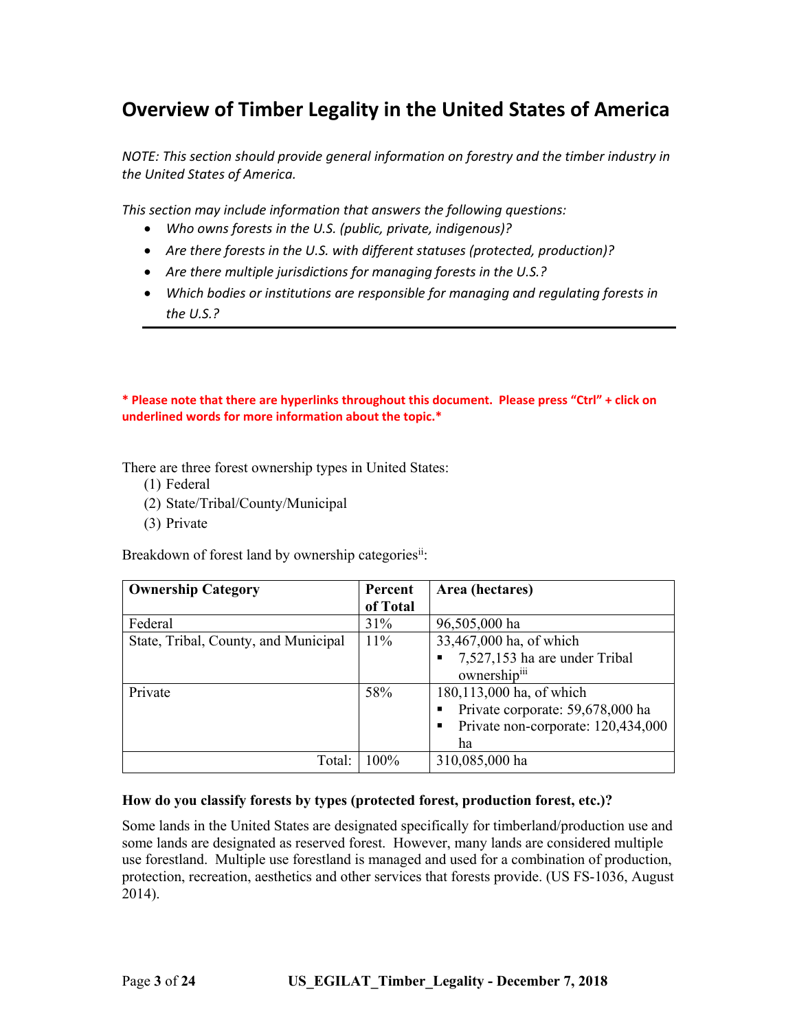# Overview of Timber Legality in the United States of America

*NOTE: This section should provide general information on forestry and the timber industry in the United States of America.*

*This section may include information that answers the following questions:*

- *Who owns forests in the U.S. (public, private, indigenous)?*
- *Are there forests in the U.S. with different statuses (protected, production)?*
- *Are there multiple jurisdictions for managing forests in the U.S.?*
- *Which bodies or institutions are responsible for managing and regulating forests in the U.S.?*

---

**\* Please note that there are hyperlinks throughout this document. Please press "Ctrl" + click on underlined words for more information about the topic.\***

There are three forest ownership types in United States:

1. Federal
2. State/Tribal/County/Municipal
3. Private

Breakdown of forest land by ownership categories[ii]:

| Ownership Category | Percent of Total | Area (hectares) |
| --- | --- | --- |
| Federal | 31% | 96,505,000 ha |
| State, Tribal, County, and Municipal | 11% | 33,467,000 ha, of which<br>▪ 7,527,153 ha are under Tribal ownership[iii] |
| Private | 58% | 180,113,000 ha, of which<br>▪ Private corporate: 59,678,000 ha<br>▪ Private non-corporate: 120,434,000 ha |
| Total: | 100% | 310,085,000 ha |

**How do you classify forests by types (protected forest, production forest, etc.)?**

Some lands in the United States are designated specifically for timberland/production use and some lands are designated as reserved forest. However, many lands are considered multiple use forestland. Multiple use forestland is managed and used for a combination of production, protection, recreation, aesthetics and other services that forests provide. (US FS-1036, August 2014).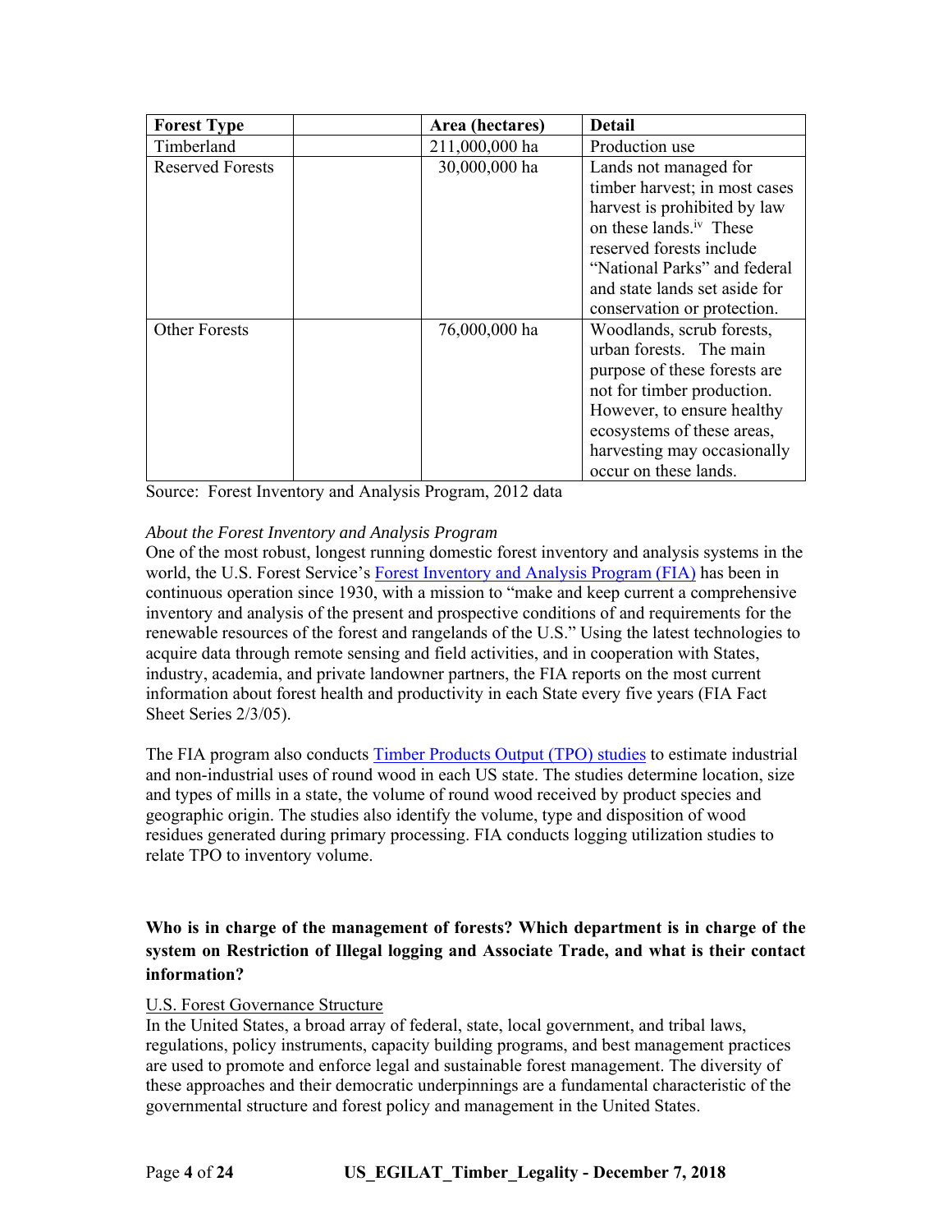| Forest Type | | Area (hectares) | Detail |
|---|---|---|---|
| Timberland | | 211,000,000 ha | Production use |
| Reserved Forests | | 30,000,000 ha | Lands not managed for timber harvest; in most cases harvest is prohibited by law on these lands.[iv] These reserved forests include "National Parks" and federal and state lands set aside for conservation or protection. |
| Other Forests | | 76,000,000 ha | Woodlands, scrub forests, urban forests. The main purpose of these forests are not for timber production. However, to ensure healthy ecosystems of these areas, harvesting may occasionally occur on these lands. |

Source: Forest Inventory and Analysis Program, 2012 data

*About the Forest Inventory and Analysis Program*

One of the most robust, longest running domestic forest inventory and analysis systems in the world, the U.S. Forest Service's Forest Inventory and Analysis Program (FIA) has been in continuous operation since 1930, with a mission to "make and keep current a comprehensive inventory and analysis of the present and prospective conditions of and requirements for the renewable resources of the forest and rangelands of the U.S." Using the latest technologies to acquire data through remote sensing and field activities, and in cooperation with States, industry, academia, and private landowner partners, the FIA reports on the most current information about forest health and productivity in each State every five years (FIA Fact Sheet Series 2/3/05).

The FIA program also conducts Timber Products Output (TPO) studies to estimate industrial and non-industrial uses of round wood in each US state. The studies determine location, size and types of mills in a state, the volume of round wood received by product species and geographic origin. The studies also identify the volume, type and disposition of wood residues generated during primary processing. FIA conducts logging utilization studies to relate TPO to inventory volume.

**Who is in charge of the management of forests? Which department is in charge of the system on Restriction of Illegal logging and Associate Trade, and what is their contact information?**

U.S. Forest Governance Structure

In the United States, a broad array of federal, state, local government, and tribal laws, regulations, policy instruments, capacity building programs, and best management practices are used to promote and enforce legal and sustainable forest management. The diversity of these approaches and their democratic underpinnings are a fundamental characteristic of the governmental structure and forest policy and management in the United States.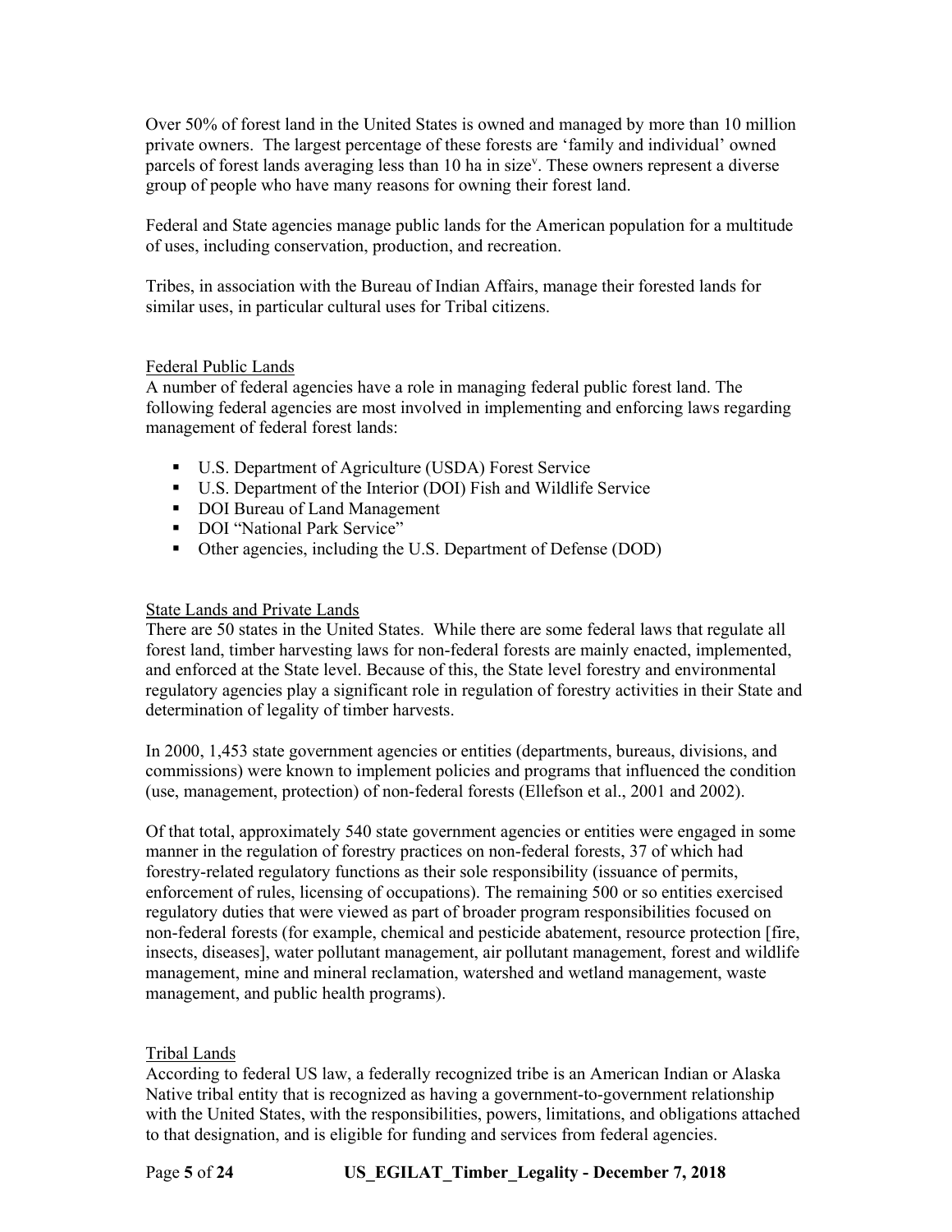Over 50% of forest land in the United States is owned and managed by more than 10 million private owners. The largest percentage of these forests are 'family and individual' owned parcels of forest lands averaging less than 10 ha in size[v]. These owners represent a diverse group of people who have many reasons for owning their forest land.

Federal and State agencies manage public lands for the American population for a multitude of uses, including conservation, production, and recreation.

Tribes, in association with the Bureau of Indian Affairs, manage their forested lands for similar uses, in particular cultural uses for Tribal citizens.

### Federal Public Lands

A number of federal agencies have a role in managing federal public forest land. The following federal agencies are most involved in implementing and enforcing laws regarding management of federal forest lands:

- U.S. Department of Agriculture (USDA) Forest Service
- U.S. Department of the Interior (DOI) Fish and Wildlife Service
- DOI Bureau of Land Management
- DOI "National Park Service"
- Other agencies, including the U.S. Department of Defense (DOD)

### State Lands and Private Lands

There are 50 states in the United States. While there are some federal laws that regulate all forest land, timber harvesting laws for non-federal forests are mainly enacted, implemented, and enforced at the State level. Because of this, the State level forestry and environmental regulatory agencies play a significant role in regulation of forestry activities in their State and determination of legality of timber harvests.

In 2000, 1,453 state government agencies or entities (departments, bureaus, divisions, and commissions) were known to implement policies and programs that influenced the condition (use, management, protection) of non-federal forests (Ellefson et al., 2001 and 2002).

Of that total, approximately 540 state government agencies or entities were engaged in some manner in the regulation of forestry practices on non-federal forests, 37 of which had forestry-related regulatory functions as their sole responsibility (issuance of permits, enforcement of rules, licensing of occupations). The remaining 500 or so entities exercised regulatory duties that were viewed as part of broader program responsibilities focused on non-federal forests (for example, chemical and pesticide abatement, resource protection [fire, insects, diseases], water pollutant management, air pollutant management, forest and wildlife management, mine and mineral reclamation, watershed and wetland management, waste management, and public health programs).

### Tribal Lands

According to federal US law, a federally recognized tribe is an American Indian or Alaska Native tribal entity that is recognized as having a government-to-government relationship with the United States, with the responsibilities, powers, limitations, and obligations attached to that designation, and is eligible for funding and services from federal agencies.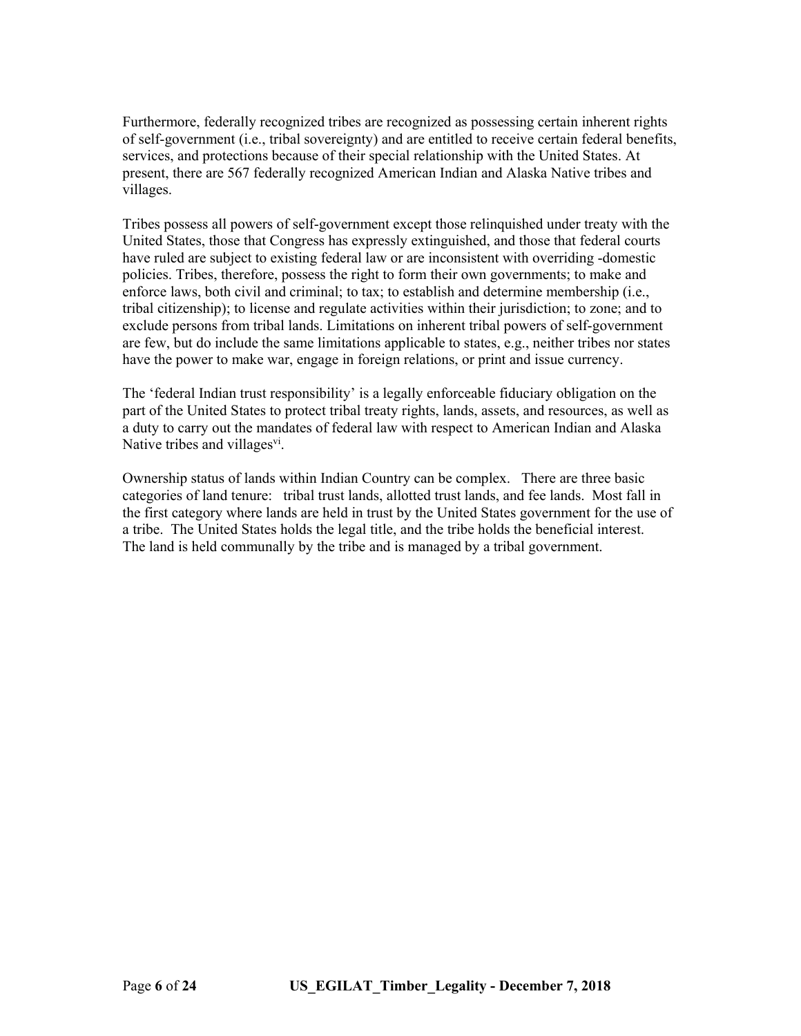Furthermore, federally recognized tribes are recognized as possessing certain inherent rights of self-government (i.e., tribal sovereignty) and are entitled to receive certain federal benefits, services, and protections because of their special relationship with the United States. At present, there are 567 federally recognized American Indian and Alaska Native tribes and villages.

Tribes possess all powers of self-government except those relinquished under treaty with the United States, those that Congress has expressly extinguished, and those that federal courts have ruled are subject to existing federal law or are inconsistent with overriding -domestic policies. Tribes, therefore, possess the right to form their own governments; to make and enforce laws, both civil and criminal; to tax; to establish and determine membership (i.e., tribal citizenship); to license and regulate activities within their jurisdiction; to zone; and to exclude persons from tribal lands. Limitations on inherent tribal powers of self-government are few, but do include the same limitations applicable to states, e.g., neither tribes nor states have the power to make war, engage in foreign relations, or print and issue currency.

The 'federal Indian trust responsibility' is a legally enforceable fiduciary obligation on the part of the United States to protect tribal treaty rights, lands, assets, and resources, as well as a duty to carry out the mandates of federal law with respect to American Indian and Alaska Native tribes and villages[vi].

Ownership status of lands within Indian Country can be complex. There are three basic categories of land tenure: tribal trust lands, allotted trust lands, and fee lands. Most fall in the first category where lands are held in trust by the United States government for the use of a tribe. The United States holds the legal title, and the tribe holds the beneficial interest. The land is held communally by the tribe and is managed by a tribal government.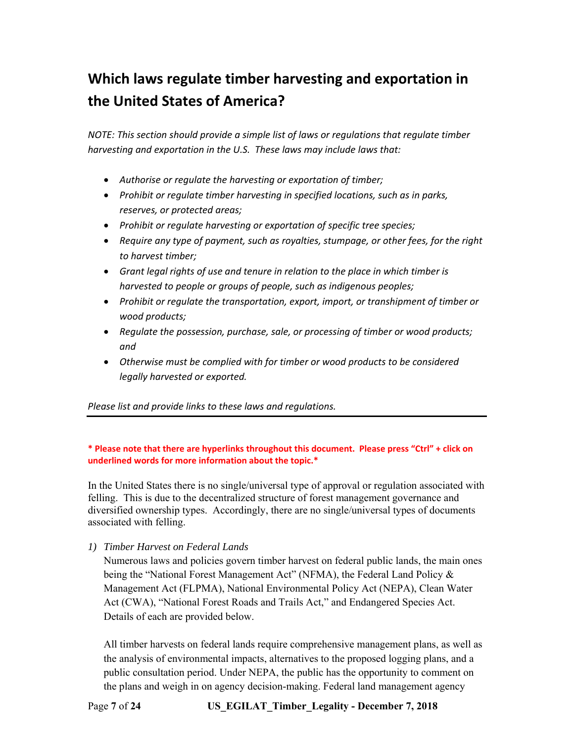# Which laws regulate timber harvesting and exportation in the United States of America?

*NOTE: This section should provide a simple list of laws or regulations that regulate timber harvesting and exportation in the U.S. These laws may include laws that:*

- *Authorise or regulate the harvesting or exportation of timber;*
- *Prohibit or regulate timber harvesting in specified locations, such as in parks, reserves, or protected areas;*
- *Prohibit or regulate harvesting or exportation of specific tree species;*
- *Require any type of payment, such as royalties, stumpage, or other fees, for the right to harvest timber;*
- *Grant legal rights of use and tenure in relation to the place in which timber is harvested to people or groups of people, such as indigenous peoples;*
- *Prohibit or regulate the transportation, export, import, or transhipment of timber or wood products;*
- *Regulate the possession, purchase, sale, or processing of timber or wood products; and*
- *Otherwise must be complied with for timber or wood products to be considered legally harvested or exported.*

*Please list and provide links to these laws and regulations.*

---

**\* Please note that there are hyperlinks throughout this document. Please press "Ctrl" + click on underlined words for more information about the topic.\***

In the United States there is no single/universal type of approval or regulation associated with felling. This is due to the decentralized structure of forest management governance and diversified ownership types. Accordingly, there are no single/universal types of documents associated with felling.

1) *Timber Harvest on Federal Lands*

   Numerous laws and policies govern timber harvest on federal public lands, the main ones being the "National Forest Management Act" (NFMA), the Federal Land Policy & Management Act (FLPMA), National Environmental Policy Act (NEPA), Clean Water Act (CWA), "National Forest Roads and Trails Act," and Endangered Species Act. Details of each are provided below.

   All timber harvests on federal lands require comprehensive management plans, as well as the analysis of environmental impacts, alternatives to the proposed logging plans, and a public consultation period. Under NEPA, the public has the opportunity to comment on the plans and weigh in on agency decision-making. Federal land management agency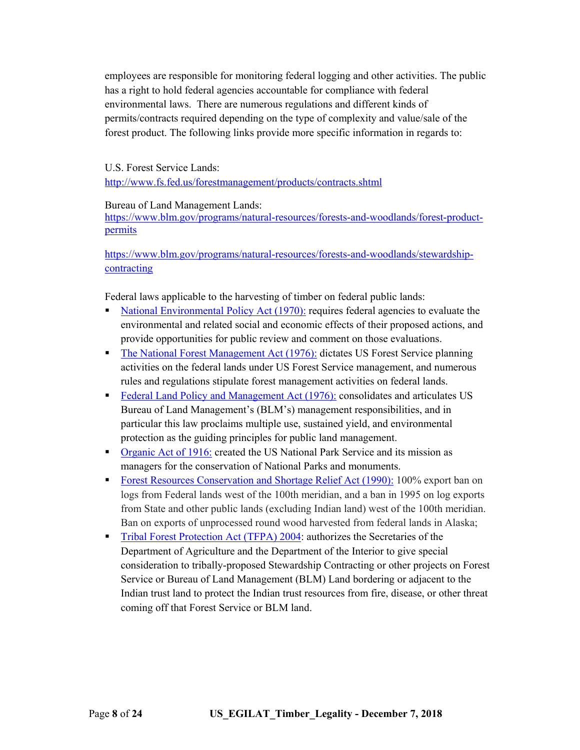employees are responsible for monitoring federal logging and other activities. The public has a right to hold federal agencies accountable for compliance with federal environmental laws. There are numerous regulations and different kinds of permits/contracts required depending on the type of complexity and value/sale of the forest product. The following links provide more specific information in regards to:

U.S. Forest Service Lands:
[http://www.fs.fed.us/forestmanagement/products/contracts.shtml](http://www.fs.fed.us/forestmanagement/products/contracts.shtml)

Bureau of Land Management Lands:
[https://www.blm.gov/programs/natural-resources/forests-and-woodlands/forest-product-permits](https://www.blm.gov/programs/natural-resources/forests-and-woodlands/forest-product-permits)

[https://www.blm.gov/programs/natural-resources/forests-and-woodlands/stewardship-contracting](https://www.blm.gov/programs/natural-resources/forests-and-woodlands/stewardship-contracting)

Federal laws applicable to the harvesting of timber on federal public lands:

- National Environmental Policy Act (1970): requires federal agencies to evaluate the environmental and related social and economic effects of their proposed actions, and provide opportunities for public review and comment on those evaluations.
- The National Forest Management Act (1976): dictates US Forest Service planning activities on the federal lands under US Forest Service management, and numerous rules and regulations stipulate forest management activities on federal lands.
- Federal Land Policy and Management Act (1976): consolidates and articulates US Bureau of Land Management's (BLM's) management responsibilities, and in particular this law proclaims multiple use, sustained yield, and environmental protection as the guiding principles for public land management.
- Organic Act of 1916: created the US National Park Service and its mission as managers for the conservation of National Parks and monuments.
- Forest Resources Conservation and Shortage Relief Act (1990): 100% export ban on logs from Federal lands west of the 100th meridian, and a ban in 1995 on log exports from State and other public lands (excluding Indian land) west of the 100th meridian. Ban on exports of unprocessed round wood harvested from federal lands in Alaska;
- Tribal Forest Protection Act (TFPA) 2004: authorizes the Secretaries of the Department of Agriculture and the Department of the Interior to give special consideration to tribally-proposed Stewardship Contracting or other projects on Forest Service or Bureau of Land Management (BLM) Land bordering or adjacent to the Indian trust land to protect the Indian trust resources from fire, disease, or other threat coming off that Forest Service or BLM land.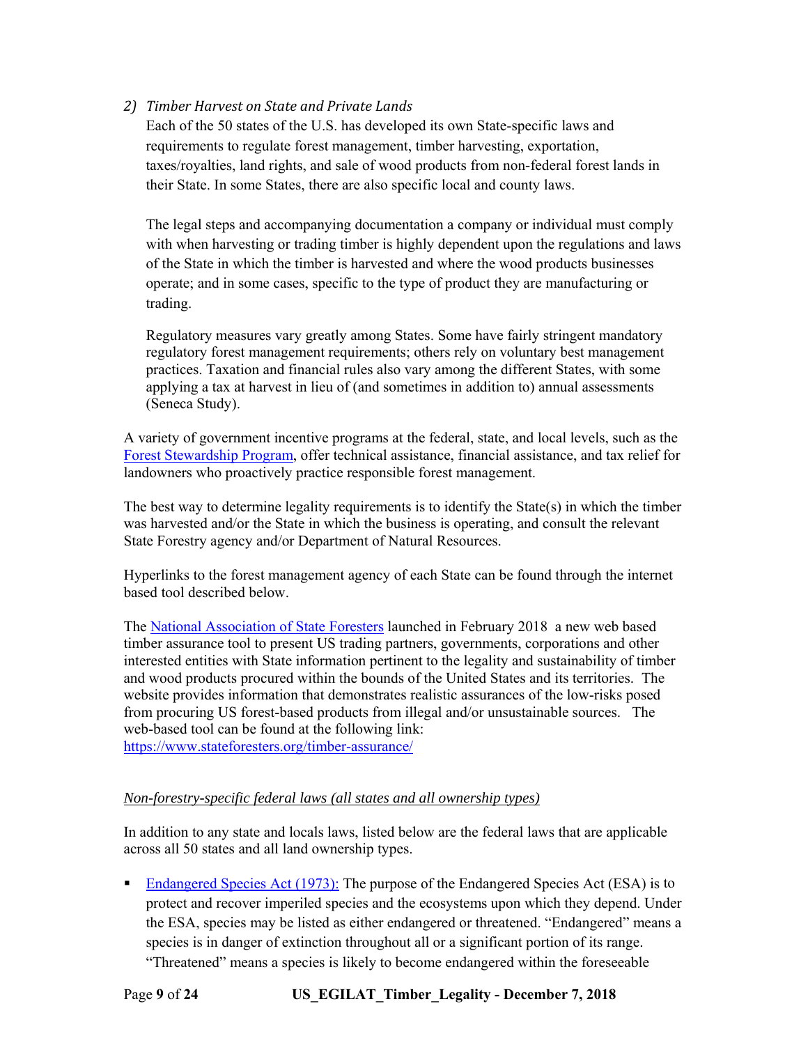2) *Timber Harvest on State and Private Lands*

   Each of the 50 states of the U.S. has developed its own State-specific laws and requirements to regulate forest management, timber harvesting, exportation, taxes/royalties, land rights, and sale of wood products from non-federal forest lands in their State. In some States, there are also specific local and county laws.

   The legal steps and accompanying documentation a company or individual must comply with when harvesting or trading timber is highly dependent upon the regulations and laws of the State in which the timber is harvested and where the wood products businesses operate; and in some cases, specific to the type of product they are manufacturing or trading.

   Regulatory measures vary greatly among States. Some have fairly stringent mandatory regulatory forest management requirements; others rely on voluntary best management practices. Taxation and financial rules also vary among the different States, with some applying a tax at harvest in lieu of (and sometimes in addition to) annual assessments (Seneca Study).

A variety of government incentive programs at the federal, state, and local levels, such as the Forest Stewardship Program, offer technical assistance, financial assistance, and tax relief for landowners who proactively practice responsible forest management.

The best way to determine legality requirements is to identify the State(s) in which the timber was harvested and/or the State in which the business is operating, and consult the relevant State Forestry agency and/or Department of Natural Resources.

Hyperlinks to the forest management agency of each State can be found through the internet based tool described below.

The National Association of State Foresters launched in February 2018 a new web based timber assurance tool to present US trading partners, governments, corporations and other interested entities with State information pertinent to the legality and sustainability of timber and wood products procured within the bounds of the United States and its territories. The website provides information that demonstrates realistic assurances of the low-risks posed from procuring US forest-based products from illegal and/or unsustainable sources. The web-based tool can be found at the following link: https://www.stateforesters.org/timber-assurance/

*Non-forestry-specific federal laws (all states and all ownership types)*

In addition to any state and locals laws, listed below are the federal laws that are applicable across all 50 states and all land ownership types.

- Endangered Species Act (1973): The purpose of the Endangered Species Act (ESA) is to protect and recover imperiled species and the ecosystems upon which they depend. Under the ESA, species may be listed as either endangered or threatened. "Endangered" means a species is in danger of extinction throughout all or a significant portion of its range. "Threatened" means a species is likely to become endangered within the foreseeable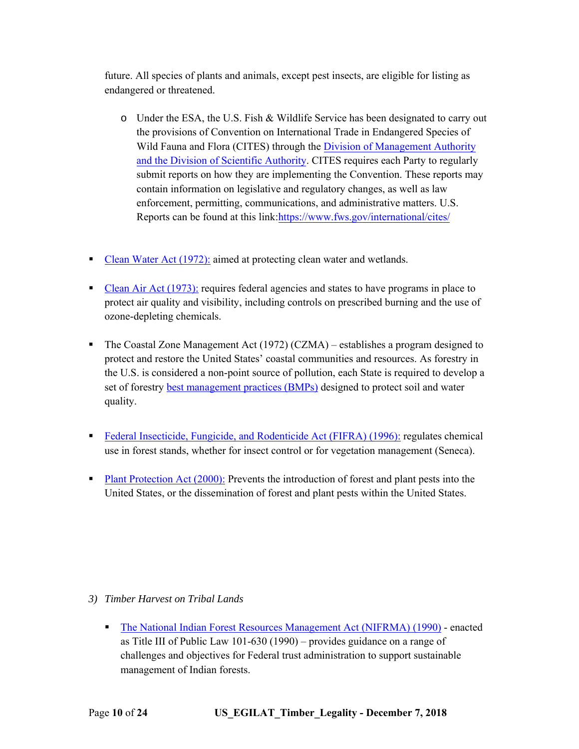future. All species of plants and animals, except pest insects, are eligible for listing as endangered or threatened.

- Under the ESA, the U.S. Fish & Wildlife Service has been designated to carry out the provisions of Convention on International Trade in Endangered Species of Wild Fauna and Flora (CITES) through the Division of Management Authority and the Division of Scientific Authority. CITES requires each Party to regularly submit reports on how they are implementing the Convention. These reports may contain information on legislative and regulatory changes, as well as law enforcement, permitting, communications, and administrative matters. U.S. Reports can be found at this link:https://www.fws.gov/international/cites/

- Clean Water Act (1972): aimed at protecting clean water and wetlands.

- Clean Air Act (1973): requires federal agencies and states to have programs in place to protect air quality and visibility, including controls on prescribed burning and the use of ozone-depleting chemicals.

- The Coastal Zone Management Act (1972) (CZMA) – establishes a program designed to protect and restore the United States' coastal communities and resources. As forestry in the U.S. is considered a non-point source of pollution, each State is required to develop a set of forestry best management practices (BMPs) designed to protect soil and water quality.

- Federal Insecticide, Fungicide, and Rodenticide Act (FIFRA) (1996): regulates chemical use in forest stands, whether for insect control or for vegetation management (Seneca).

- Plant Protection Act (2000): Prevents the introduction of forest and plant pests into the United States, or the dissemination of forest and plant pests within the United States.

3) *Timber Harvest on Tribal Lands*

- The National Indian Forest Resources Management Act (NIFRMA) (1990) - enacted as Title III of Public Law 101-630 (1990) – provides guidance on a range of challenges and objectives for Federal trust administration to support sustainable management of Indian forests.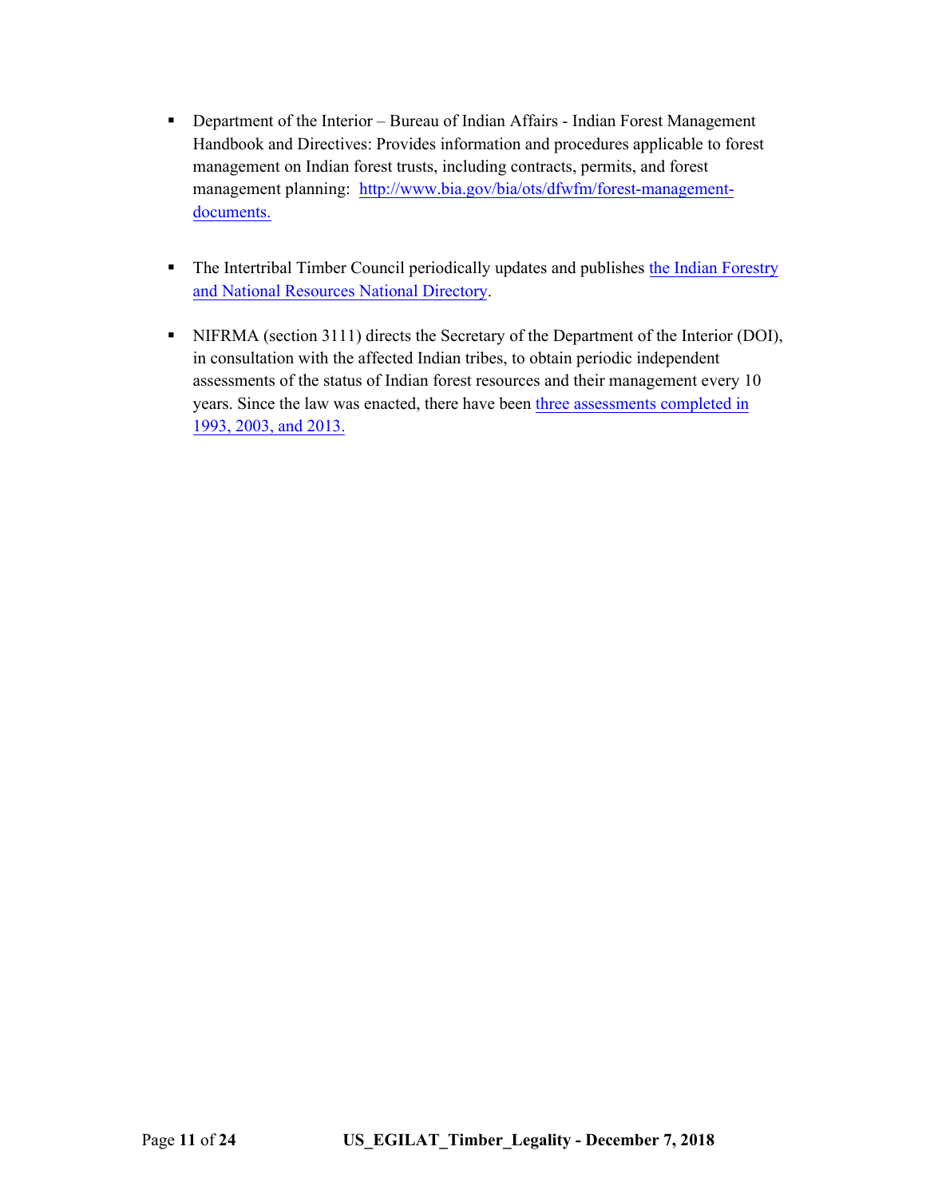- Department of the Interior – Bureau of Indian Affairs - Indian Forest Management Handbook and Directives: Provides information and procedures applicable to forest management on Indian forest trusts, including contracts, permits, and forest management planning: http://www.bia.gov/bia/ots/dfwfm/forest-management-documents.

- The Intertribal Timber Council periodically updates and publishes the Indian Forestry and National Resources National Directory.

- NIFRMA (section 3111) directs the Secretary of the Department of the Interior (DOI), in consultation with the affected Indian tribes, to obtain periodic independent assessments of the status of Indian forest resources and their management every 10 years. Since the law was enacted, there have been three assessments completed in 1993, 2003, and 2013.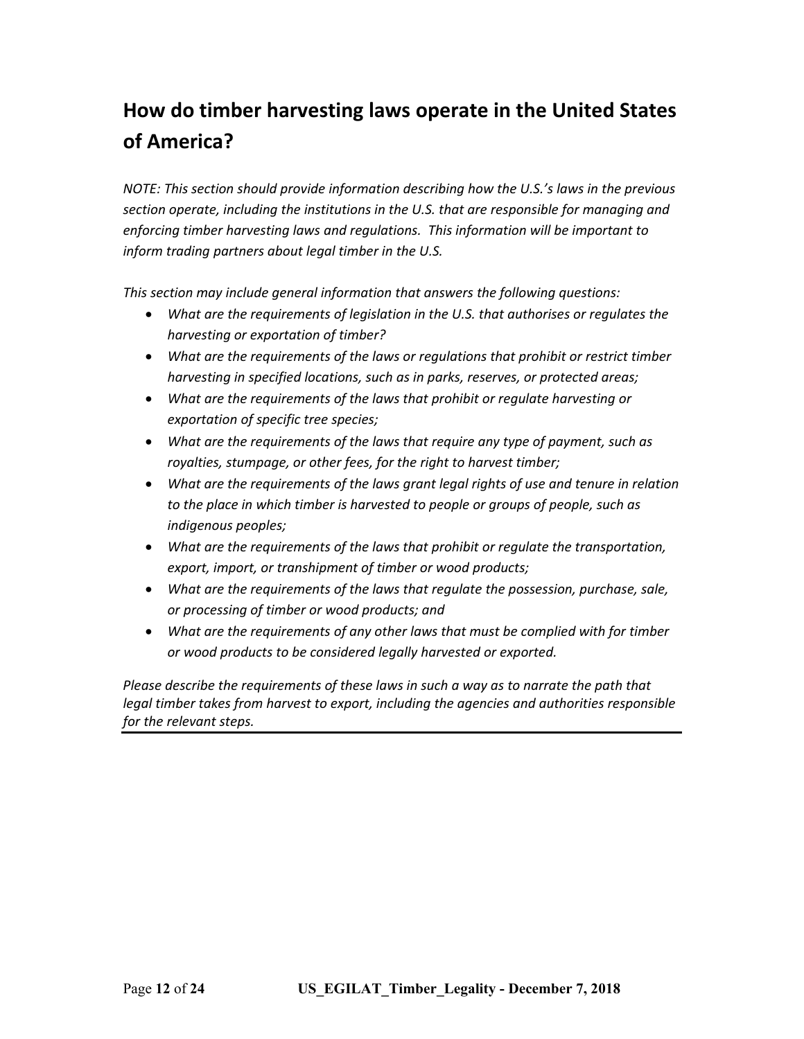## How do timber harvesting laws operate in the United States of America?

*NOTE: This section should provide information describing how the U.S.'s laws in the previous section operate, including the institutions in the U.S. that are responsible for managing and enforcing timber harvesting laws and regulations. This information will be important to inform trading partners about legal timber in the U.S.*

*This section may include general information that answers the following questions:*

- *What are the requirements of legislation in the U.S. that authorises or regulates the harvesting or exportation of timber?*
- *What are the requirements of the laws or regulations that prohibit or restrict timber harvesting in specified locations, such as in parks, reserves, or protected areas;*
- *What are the requirements of the laws that prohibit or regulate harvesting or exportation of specific tree species;*
- *What are the requirements of the laws that require any type of payment, such as royalties, stumpage, or other fees, for the right to harvest timber;*
- *What are the requirements of the laws grant legal rights of use and tenure in relation to the place in which timber is harvested to people or groups of people, such as indigenous peoples;*
- *What are the requirements of the laws that prohibit or regulate the transportation, export, import, or transhipment of timber or wood products;*
- *What are the requirements of the laws that regulate the possession, purchase, sale, or processing of timber or wood products; and*
- *What are the requirements of any other laws that must be complied with for timber or wood products to be considered legally harvested or exported.*

*Please describe the requirements of these laws in such a way as to narrate the path that legal timber takes from harvest to export, including the agencies and authorities responsible for the relevant steps.*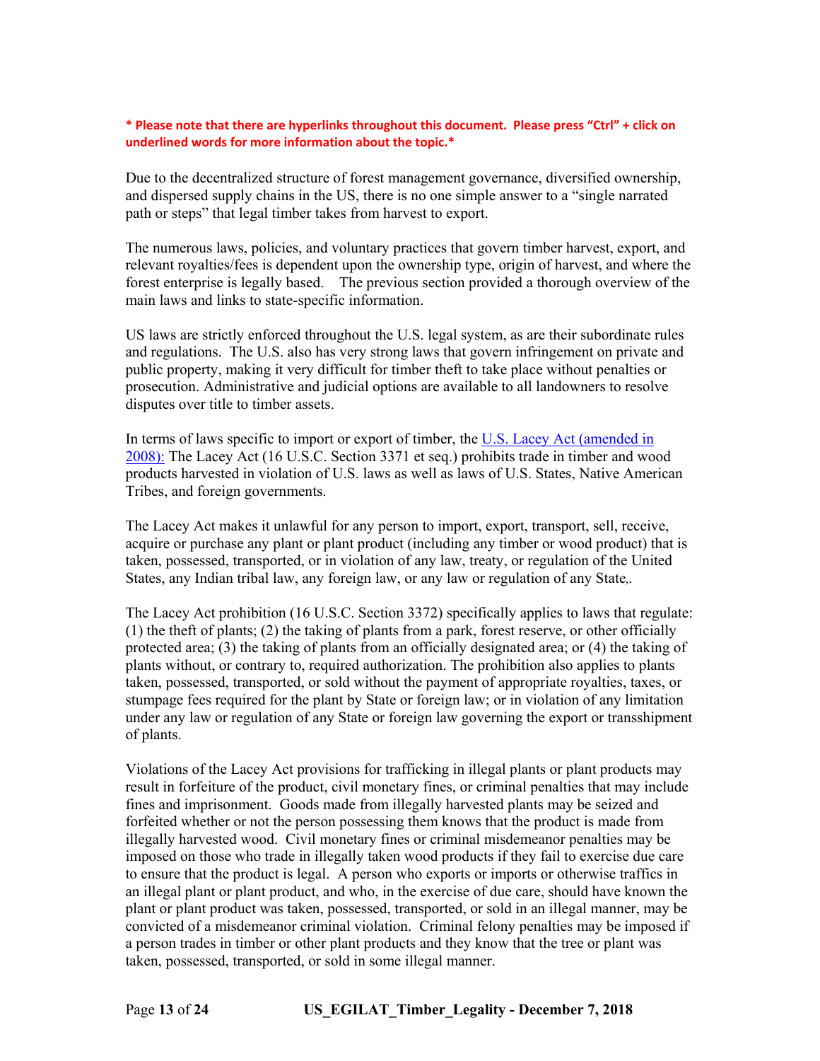**\* Please note that there are hyperlinks throughout this document. Please press "Ctrl" + click on underlined words for more information about the topic.\***

Due to the decentralized structure of forest management governance, diversified ownership, and dispersed supply chains in the US, there is no one simple answer to a "single narrated path or steps" that legal timber takes from harvest to export.

The numerous laws, policies, and voluntary practices that govern timber harvest, export, and relevant royalties/fees is dependent upon the ownership type, origin of harvest, and where the forest enterprise is legally based. The previous section provided a thorough overview of the main laws and links to state-specific information.

US laws are strictly enforced throughout the U.S. legal system, as are their subordinate rules and regulations. The U.S. also has very strong laws that govern infringement on private and public property, making it very difficult for timber theft to take place without penalties or prosecution. Administrative and judicial options are available to all landowners to resolve disputes over title to timber assets.

In terms of laws specific to import or export of timber, the U.S. Lacey Act (amended in 2008): The Lacey Act (16 U.S.C. Section 3371 et seq.) prohibits trade in timber and wood products harvested in violation of U.S. laws as well as laws of U.S. States, Native American Tribes, and foreign governments.

The Lacey Act makes it unlawful for any person to import, export, transport, sell, receive, acquire or purchase any plant or plant product (including any timber or wood product) that is taken, possessed, transported, or in violation of any law, treaty, or regulation of the United States, any Indian tribal law, any foreign law, or any law or regulation of any State,.

The Lacey Act prohibition (16 U.S.C. Section 3372) specifically applies to laws that regulate: (1) the theft of plants; (2) the taking of plants from a park, forest reserve, or other officially protected area; (3) the taking of plants from an officially designated area; or (4) the taking of plants without, or contrary to, required authorization. The prohibition also applies to plants taken, possessed, transported, or sold without the payment of appropriate royalties, taxes, or stumpage fees required for the plant by State or foreign law; or in violation of any limitation under any law or regulation of any State or foreign law governing the export or transshipment of plants.

Violations of the Lacey Act provisions for trafficking in illegal plants or plant products may result in forfeiture of the product, civil monetary fines, or criminal penalties that may include fines and imprisonment. Goods made from illegally harvested plants may be seized and forfeited whether or not the person possessing them knows that the product is made from illegally harvested wood. Civil monetary fines or criminal misdemeanor penalties may be imposed on those who trade in illegally taken wood products if they fail to exercise due care to ensure that the product is legal. A person who exports or imports or otherwise traffics in an illegal plant or plant product, and who, in the exercise of due care, should have known the plant or plant product was taken, possessed, transported, or sold in an illegal manner, may be convicted of a misdemeanor criminal violation. Criminal felony penalties may be imposed if a person trades in timber or other plant products and they know that the tree or plant was taken, possessed, transported, or sold in some illegal manner.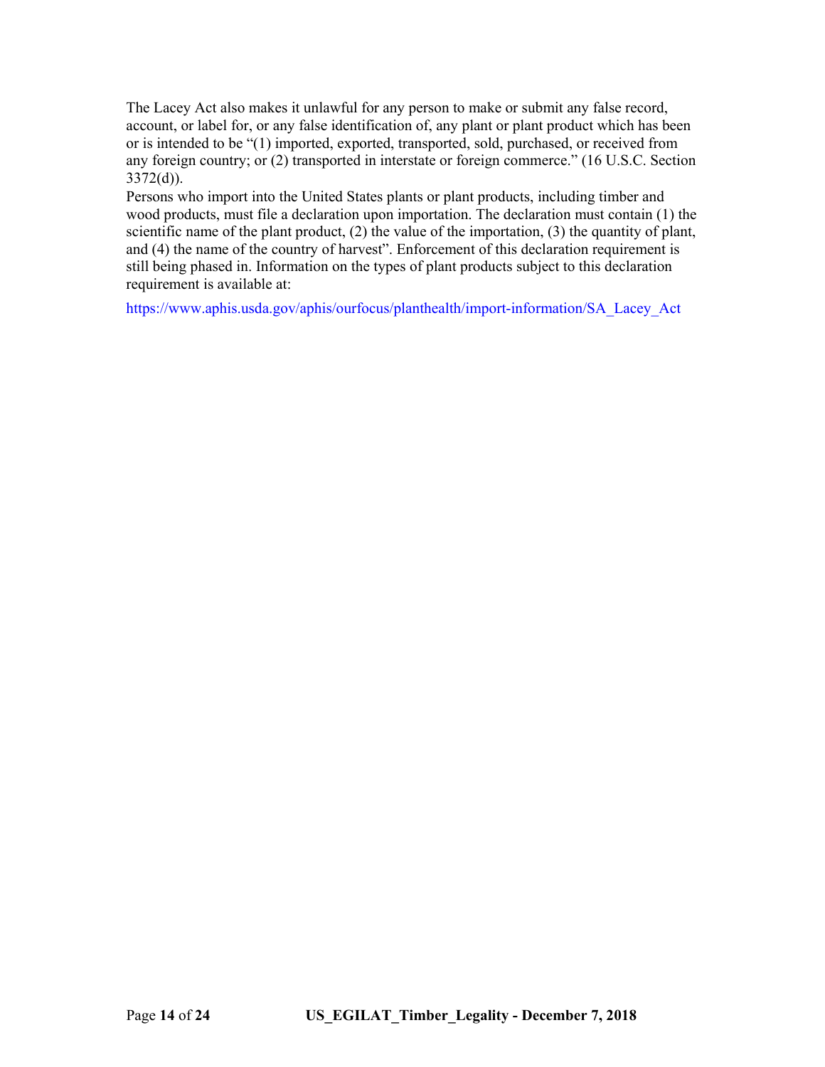The Lacey Act also makes it unlawful for any person to make or submit any false record, account, or label for, or any false identification of, any plant or plant product which has been or is intended to be "(1) imported, exported, transported, sold, purchased, or received from any foreign country; or (2) transported in interstate or foreign commerce." (16 U.S.C. Section 3372(d)).

Persons who import into the United States plants or plant products, including timber and wood products, must file a declaration upon importation. The declaration must contain (1) the scientific name of the plant product, (2) the value of the importation, (3) the quantity of plant, and (4) the name of the country of harvest". Enforcement of this declaration requirement is still being phased in. Information on the types of plant products subject to this declaration requirement is available at:

https://www.aphis.usda.gov/aphis/ourfocus/planthealth/import-information/SA_Lacey_Act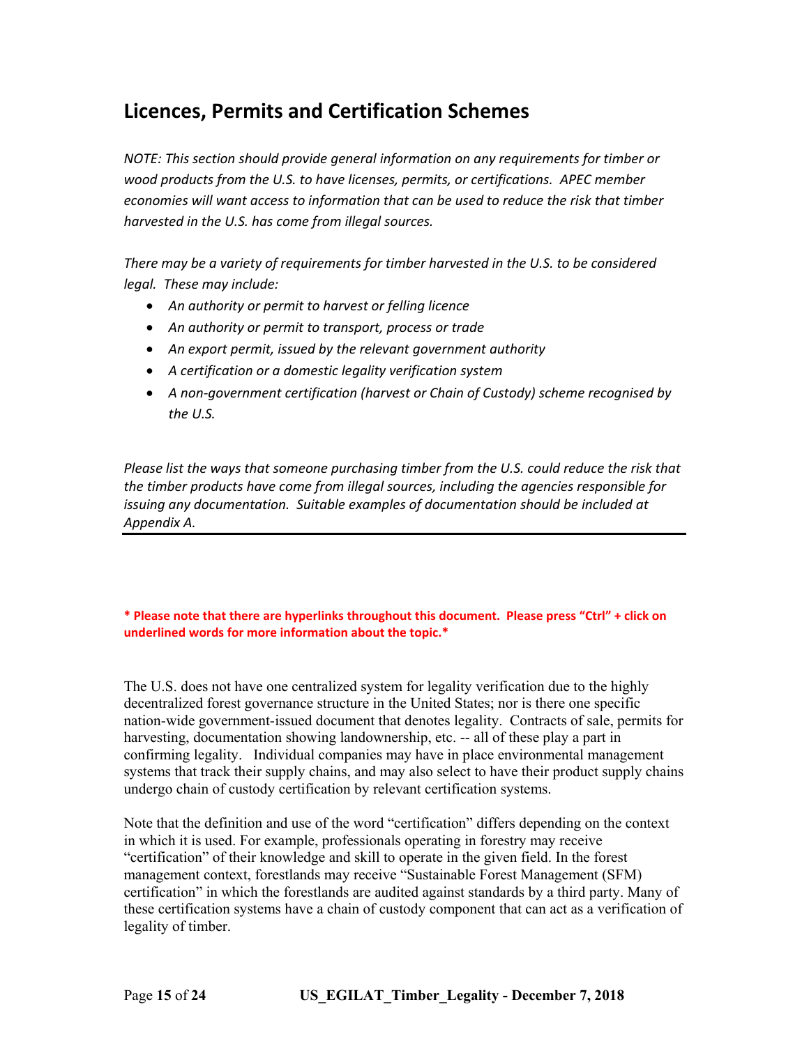## Licences, Permits and Certification Schemes

*NOTE: This section should provide general information on any requirements for timber or wood products from the U.S. to have licenses, permits, or certifications. APEC member economies will want access to information that can be used to reduce the risk that timber harvested in the U.S. has come from illegal sources.*

*There may be a variety of requirements for timber harvested in the U.S. to be considered legal. These may include:*

- *An authority or permit to harvest or felling licence*
- *An authority or permit to transport, process or trade*
- *An export permit, issued by the relevant government authority*
- *A certification or a domestic legality verification system*
- *A non-government certification (harvest or Chain of Custody) scheme recognised by the U.S.*

*Please list the ways that someone purchasing timber from the U.S. could reduce the risk that the timber products have come from illegal sources, including the agencies responsible for issuing any documentation. Suitable examples of documentation should be included at Appendix A.*

---

**\* Please note that there are hyperlinks throughout this document. Please press "Ctrl" + click on underlined words for more information about the topic.\***

The U.S. does not have one centralized system for legality verification due to the highly decentralized forest governance structure in the United States; nor is there one specific nation-wide government-issued document that denotes legality. Contracts of sale, permits for harvesting, documentation showing landownership, etc. -- all of these play a part in confirming legality. Individual companies may have in place environmental management systems that track their supply chains, and may also select to have their product supply chains undergo chain of custody certification by relevant certification systems.

Note that the definition and use of the word "certification" differs depending on the context in which it is used. For example, professionals operating in forestry may receive "certification" of their knowledge and skill to operate in the given field. In the forest management context, forestlands may receive "Sustainable Forest Management (SFM) certification" in which the forestlands are audited against standards by a third party. Many of these certification systems have a chain of custody component that can act as a verification of legality of timber.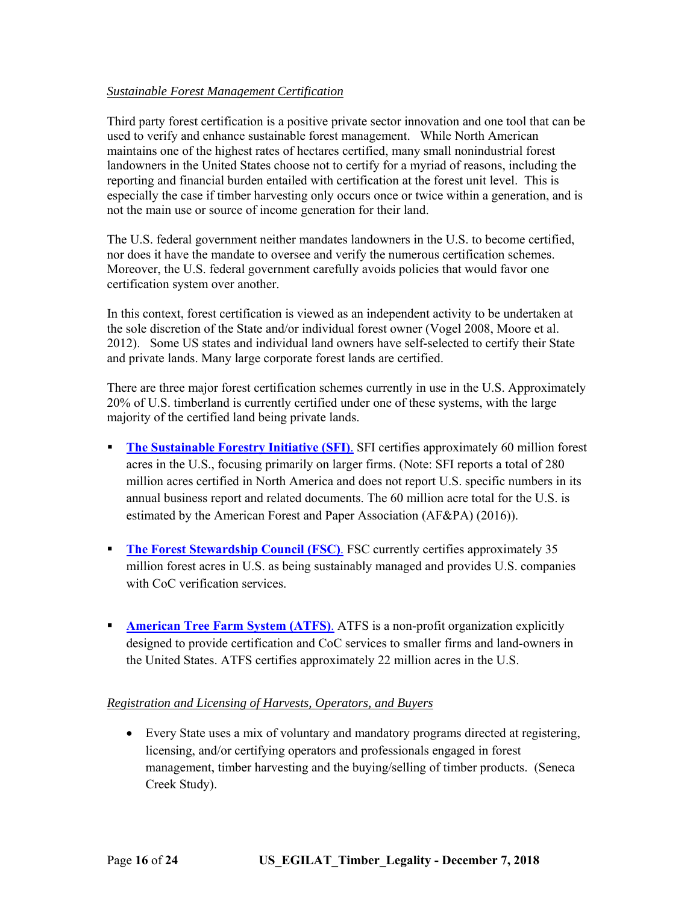*Sustainable Forest Management Certification*

Third party forest certification is a positive private sector innovation and one tool that can be used to verify and enhance sustainable forest management. While North American maintains one of the highest rates of hectares certified, many small nonindustrial forest landowners in the United States choose not to certify for a myriad of reasons, including the reporting and financial burden entailed with certification at the forest unit level. This is especially the case if timber harvesting only occurs once or twice within a generation, and is not the main use or source of income generation for their land.

The U.S. federal government neither mandates landowners in the U.S. to become certified, nor does it have the mandate to oversee and verify the numerous certification schemes. Moreover, the U.S. federal government carefully avoids policies that would favor one certification system over another.

In this context, forest certification is viewed as an independent activity to be undertaken at the sole discretion of the State and/or individual forest owner (Vogel 2008, Moore et al. 2012). Some US states and individual land owners have self-selected to certify their State and private lands. Many large corporate forest lands are certified.

There are three major forest certification schemes currently in use in the U.S. Approximately 20% of U.S. timberland is currently certified under one of these systems, with the large majority of the certified land being private lands.

- **The Sustainable Forestry Initiative (SFI).** SFI certifies approximately 60 million forest acres in the U.S., focusing primarily on larger firms. (Note: SFI reports a total of 280 million acres certified in North America and does not report U.S. specific numbers in its annual business report and related documents. The 60 million acre total for the U.S. is estimated by the American Forest and Paper Association (AF&PA) (2016)).

- **The Forest Stewardship Council (FSC).** FSC currently certifies approximately 35 million forest acres in U.S. as being sustainably managed and provides U.S. companies with CoC verification services.

- **American Tree Farm System (ATFS).** ATFS is a non-profit organization explicitly designed to provide certification and CoC services to smaller firms and land-owners in the United States. ATFS certifies approximately 22 million acres in the U.S.

*Registration and Licensing of Harvests, Operators, and Buyers*

- Every State uses a mix of voluntary and mandatory programs directed at registering, licensing, and/or certifying operators and professionals engaged in forest management, timber harvesting and the buying/selling of timber products. (Seneca Creek Study).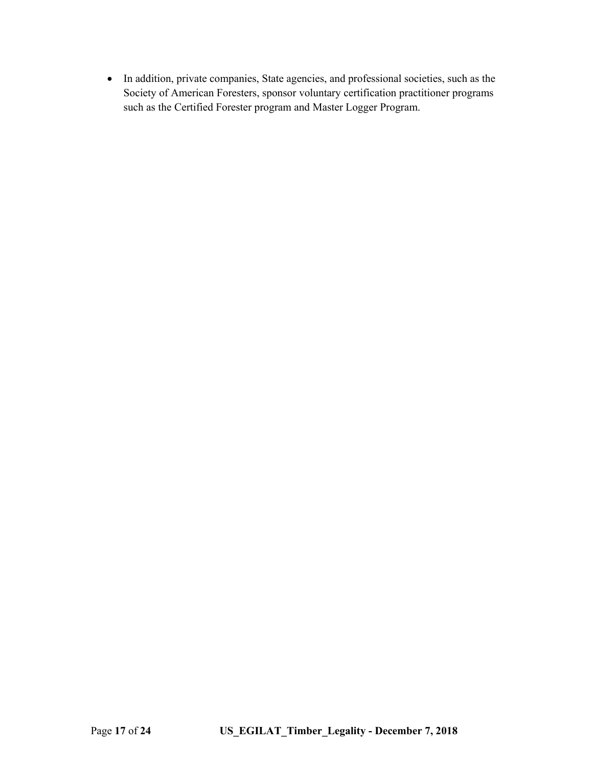- In addition, private companies, State agencies, and professional societies, such as the Society of American Foresters, sponsor voluntary certification practitioner programs such as the Certified Forester program and Master Logger Program.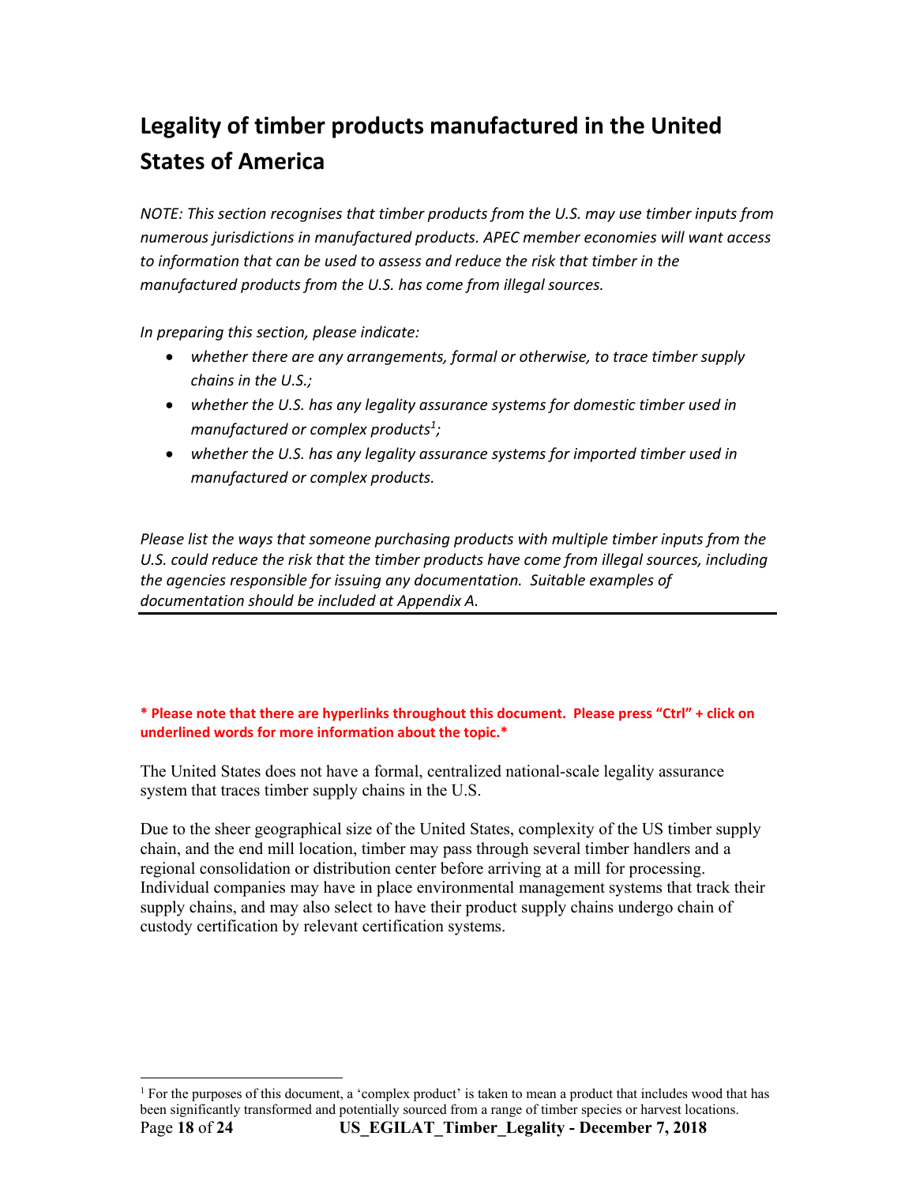# Legality of timber products manufactured in the United States of America

*NOTE: This section recognises that timber products from the U.S. may use timber inputs from numerous jurisdictions in manufactured products. APEC member economies will want access to information that can be used to assess and reduce the risk that timber in the manufactured products from the U.S. has come from illegal sources.*

*In preparing this section, please indicate:*

- *whether there are any arrangements, formal or otherwise, to trace timber supply chains in the U.S.;*
- *whether the U.S. has any legality assurance systems for domestic timber used in manufactured or complex products[1];*
- *whether the U.S. has any legality assurance systems for imported timber used in manufactured or complex products.*

*Please list the ways that someone purchasing products with multiple timber inputs from the U.S. could reduce the risk that the timber products have come from illegal sources, including the agencies responsible for issuing any documentation. Suitable examples of documentation should be included at Appendix A.*

---

**\* Please note that there are hyperlinks throughout this document. Please press "Ctrl" + click on underlined words for more information about the topic.\***

The United States does not have a formal, centralized national-scale legality assurance system that traces timber supply chains in the U.S.

Due to the sheer geographical size of the United States, complexity of the US timber supply chain, and the end mill location, timber may pass through several timber handlers and a regional consolidation or distribution center before arriving at a mill for processing. Individual companies may have in place environmental management systems that track their supply chains, and may also select to have their product supply chains undergo chain of custody certification by relevant certification systems.

[1] For the purposes of this document, a 'complex product' is taken to mean a product that includes wood that has been significantly transformed and potentially sourced from a range of timber species or harvest locations.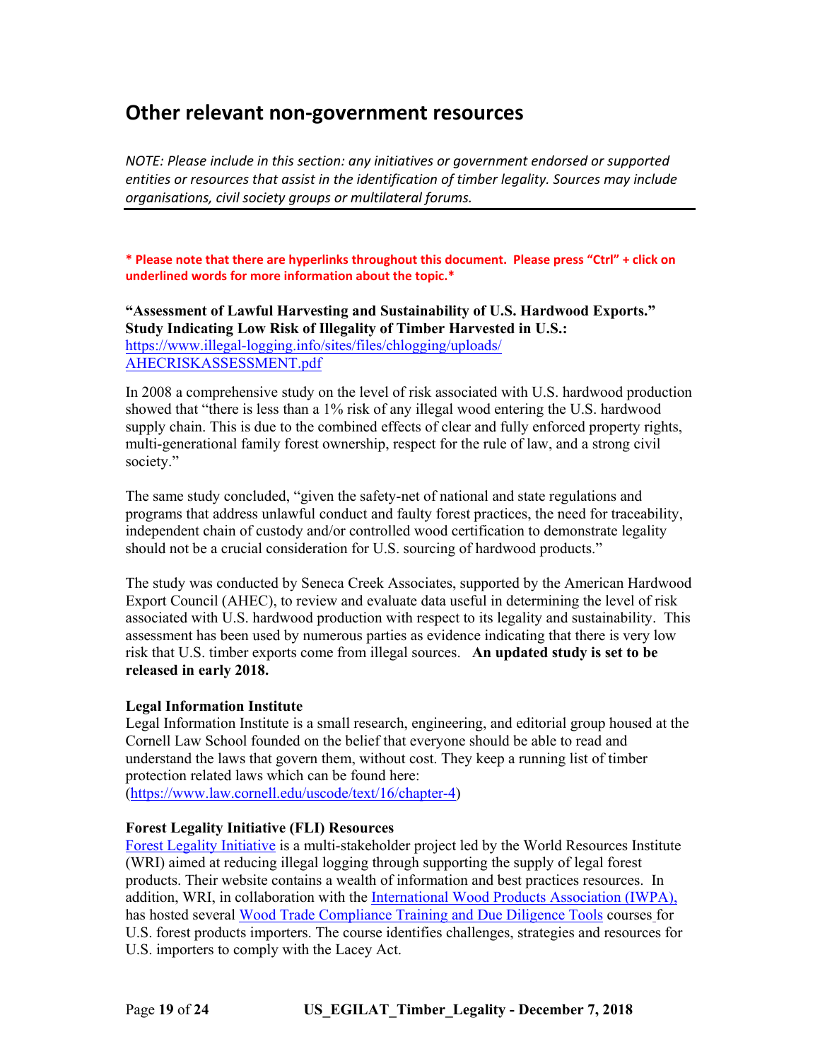## Other relevant non-government resources

*NOTE: Please include in this section: any initiatives or government endorsed or supported entities or resources that assist in the identification of timber legality. Sources may include organisations, civil society groups or multilateral forums.*

---

**\* Please note that there are hyperlinks throughout this document. Please press "Ctrl" + click on underlined words for more information about the topic.\***

**"Assessment of Lawful Harvesting and Sustainability of U.S. Hardwood Exports." Study Indicating Low Risk of Illegality of Timber Harvested in U.S.:**
https://www.illegal-logging.info/sites/files/chlogging/uploads/AHECRISKASSESSMENT.pdf

In 2008 a comprehensive study on the level of risk associated with U.S. hardwood production showed that "there is less than a 1% risk of any illegal wood entering the U.S. hardwood supply chain. This is due to the combined effects of clear and fully enforced property rights, multi-generational family forest ownership, respect for the rule of law, and a strong civil society."

The same study concluded, "given the safety-net of national and state regulations and programs that address unlawful conduct and faulty forest practices, the need for traceability, independent chain of custody and/or controlled wood certification to demonstrate legality should not be a crucial consideration for U.S. sourcing of hardwood products."

The study was conducted by Seneca Creek Associates, supported by the American Hardwood Export Council (AHEC), to review and evaluate data useful in determining the level of risk associated with U.S. hardwood production with respect to its legality and sustainability. This assessment has been used by numerous parties as evidence indicating that there is very low risk that U.S. timber exports come from illegal sources. **An updated study is set to be released in early 2018.**

**Legal Information Institute**
Legal Information Institute is a small research, engineering, and editorial group housed at the Cornell Law School founded on the belief that everyone should be able to read and understand the laws that govern them, without cost. They keep a running list of timber protection related laws which can be found here:
(https://www.law.cornell.edu/uscode/text/16/chapter-4)

**Forest Legality Initiative (FLI) Resources**
Forest Legality Initiative is a multi-stakeholder project led by the World Resources Institute (WRI) aimed at reducing illegal logging through supporting the supply of legal forest products. Their website contains a wealth of information and best practices resources. In addition, WRI, in collaboration with the International Wood Products Association (IWPA), has hosted several Wood Trade Compliance Training and Due Diligence Tools courses for U.S. forest products importers. The course identifies challenges, strategies and resources for U.S. importers to comply with the Lacey Act.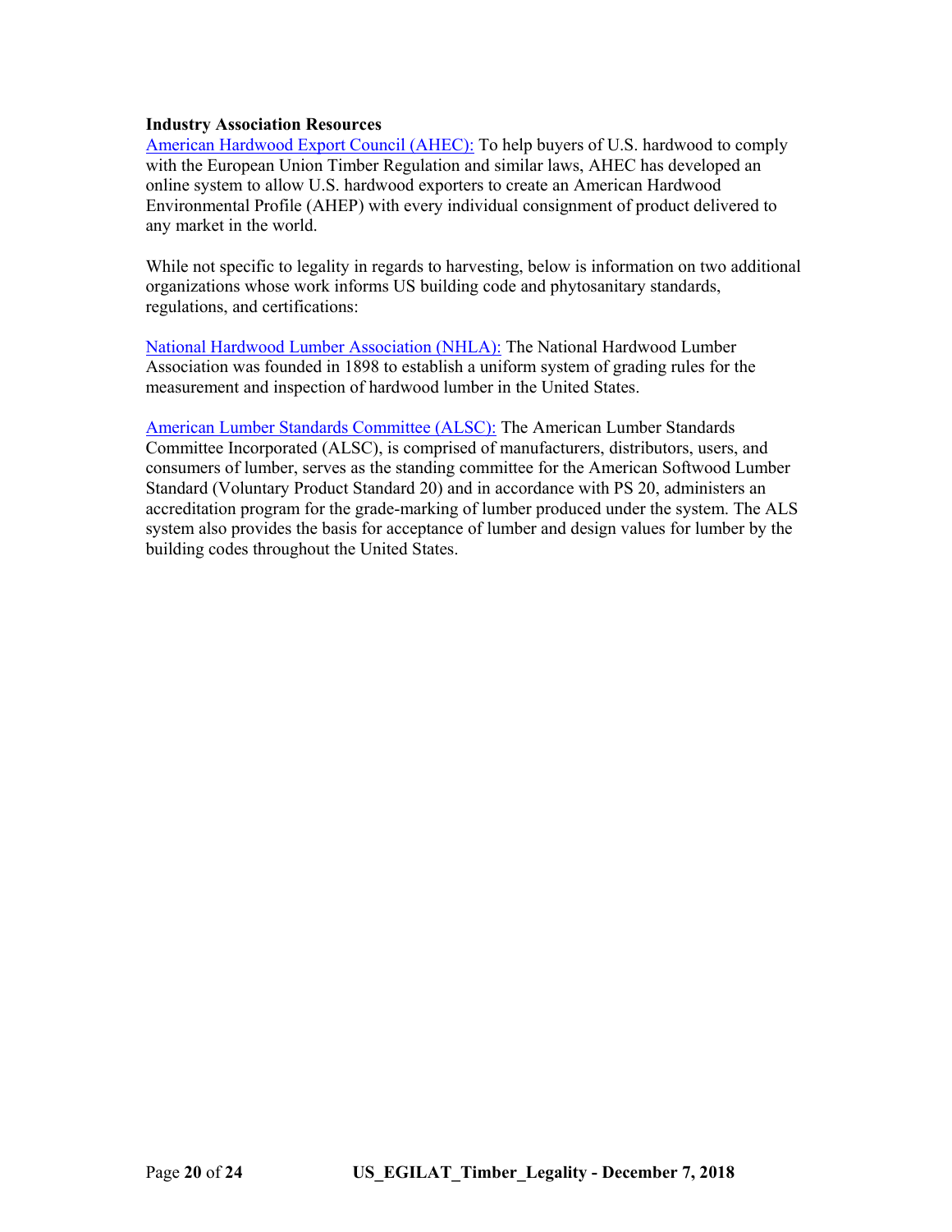**Industry Association Resources**

American Hardwood Export Council (AHEC): To help buyers of U.S. hardwood to comply with the European Union Timber Regulation and similar laws, AHEC has developed an online system to allow U.S. hardwood exporters to create an American Hardwood Environmental Profile (AHEP) with every individual consignment of product delivered to any market in the world.

While not specific to legality in regards to harvesting, below is information on two additional organizations whose work informs US building code and phytosanitary standards, regulations, and certifications:

National Hardwood Lumber Association (NHLA): The National Hardwood Lumber Association was founded in 1898 to establish a uniform system of grading rules for the measurement and inspection of hardwood lumber in the United States.

American Lumber Standards Committee (ALSC): The American Lumber Standards Committee Incorporated (ALSC), is comprised of manufacturers, distributors, users, and consumers of lumber, serves as the standing committee for the American Softwood Lumber Standard (Voluntary Product Standard 20) and in accordance with PS 20, administers an accreditation program for the grade-marking of lumber produced under the system. The ALS system also provides the basis for acceptance of lumber and design values for lumber by the building codes throughout the United States.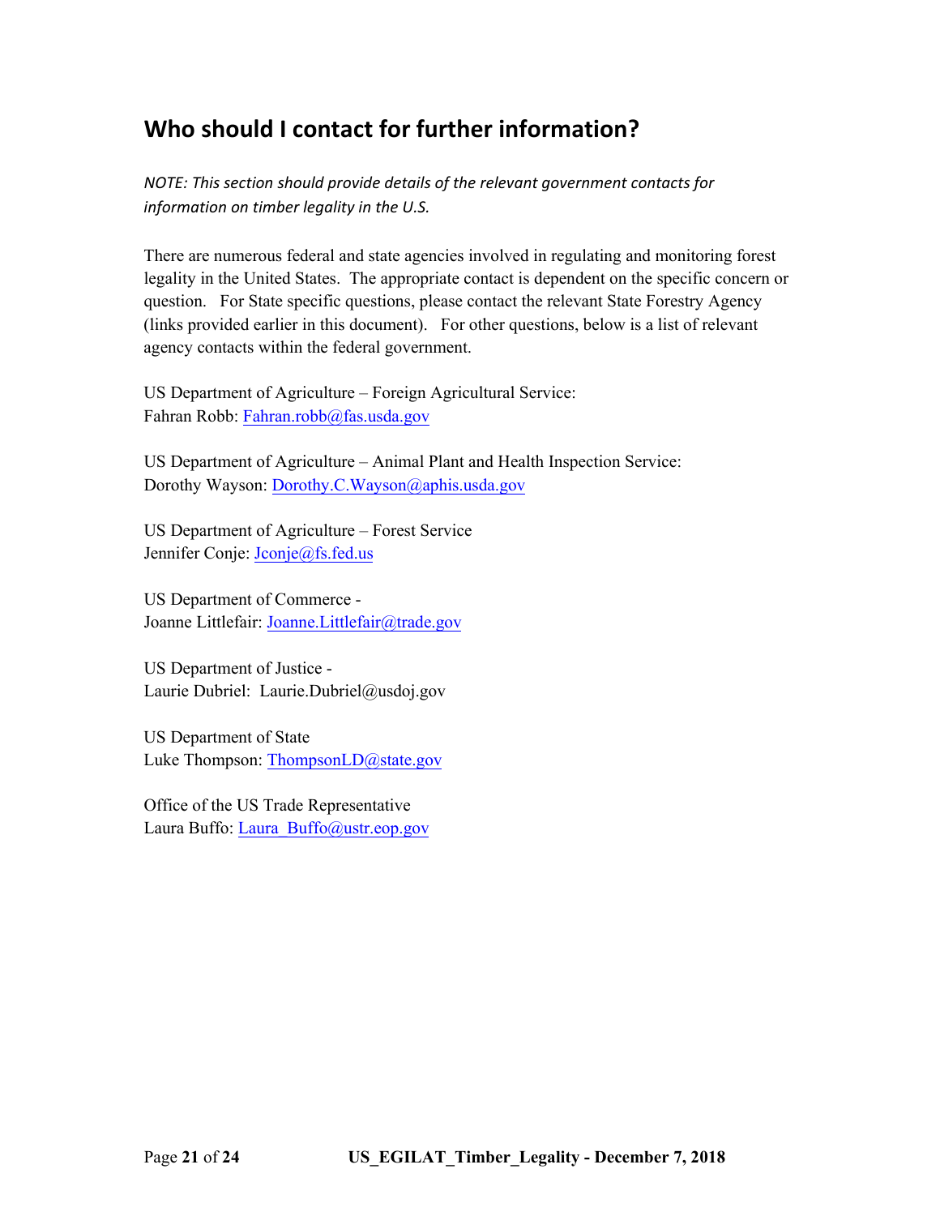## Who should I contact for further information?

*NOTE: This section should provide details of the relevant government contacts for information on timber legality in the U.S.*

There are numerous federal and state agencies involved in regulating and monitoring forest legality in the United States. The appropriate contact is dependent on the specific concern or question. For State specific questions, please contact the relevant State Forestry Agency (links provided earlier in this document). For other questions, below is a list of relevant agency contacts within the federal government.

US Department of Agriculture – Foreign Agricultural Service:
Fahran Robb: Fahran.robb@fas.usda.gov

US Department of Agriculture – Animal Plant and Health Inspection Service:
Dorothy Wayson: Dorothy.C.Wayson@aphis.usda.gov

US Department of Agriculture – Forest Service
Jennifer Conje: Jconje@fs.fed.us

US Department of Commerce -
Joanne Littlefair: Joanne.Littlefair@trade.gov

US Department of Justice -
Laurie Dubriel: Laurie.Dubriel@usdoj.gov

US Department of State
Luke Thompson: ThompsonLD@state.gov

Office of the US Trade Representative
Laura Buffo: Laura_Buffo@ustr.eop.gov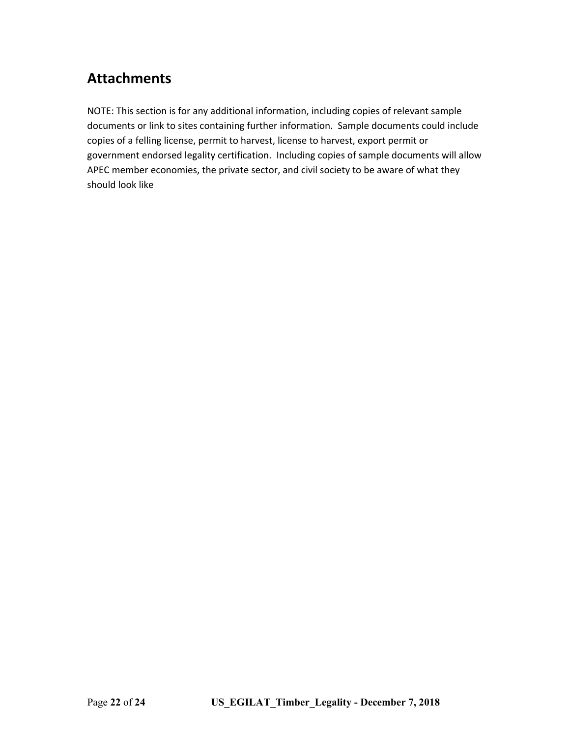## Attachments

NOTE: This section is for any additional information, including copies of relevant sample documents or link to sites containing further information. Sample documents could include copies of a felling license, permit to harvest, license to harvest, export permit or government endorsed legality certification. Including copies of sample documents will allow APEC member economies, the private sector, and civil society to be aware of what they should look like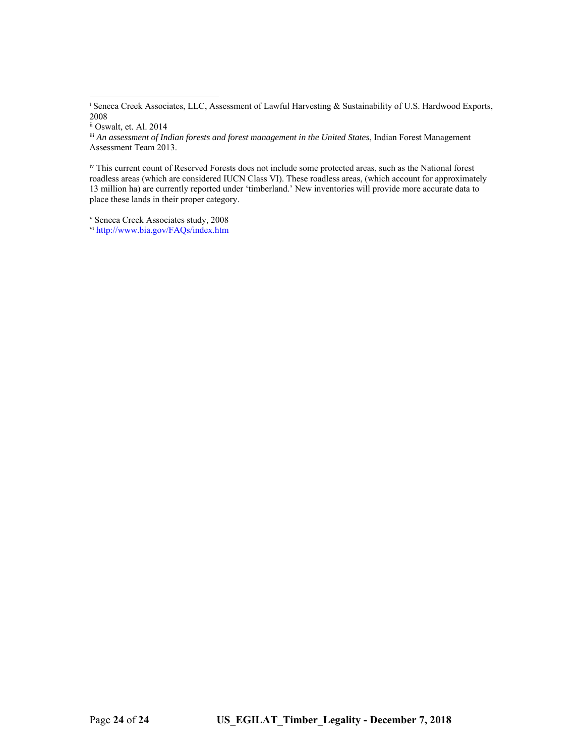[i] Seneca Creek Associates, LLC, Assessment of Lawful Harvesting & Sustainability of U.S. Hardwood Exports, 2008

[ii] Oswalt, et. Al. 2014

[iii] *An assessment of Indian forests and forest management in the United States*, Indian Forest Management Assessment Team 2013.

[iv] This current count of Reserved Forests does not include some protected areas, such as the National forest roadless areas (which are considered IUCN Class VI). These roadless areas, (which account for approximately 13 million ha) are currently reported under 'timberland.' New inventories will provide more accurate data to place these lands in their proper category.

[v] Seneca Creek Associates study, 2008

[vi] http://www.bia.gov/FAQs/index.htm